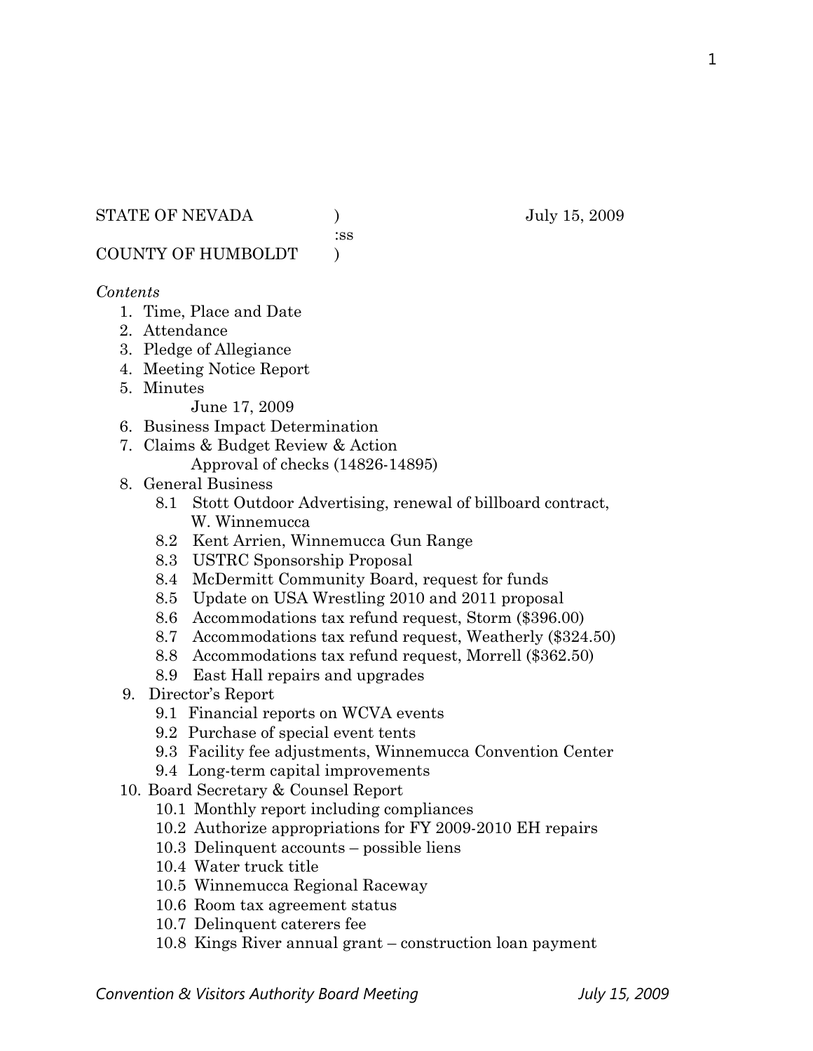STATE OF NEVADA ) July 15, 2009
:ss
COUNTY OF HUMBOLDT )

*Contents*

1. Time, Place and Date
2. Attendance
3. Pledge of Allegiance
4. Meeting Notice Report
5. Minutes
   June 17, 2009
6. Business Impact Determination
7. Claims & Budget Review & Action
   Approval of checks (14826-14895)
8. General Business
   - 8.1 Stott Outdoor Advertising, renewal of billboard contract, W. Winnemucca
   - 8.2 Kent Arrien, Winnemucca Gun Range
   - 8.3 USTRC Sponsorship Proposal
   - 8.4 McDermitt Community Board, request for funds
   - 8.5 Update on USA Wrestling 2010 and 2011 proposal
   - 8.6 Accommodations tax refund request, Storm ($396.00)
   - 8.7 Accommodations tax refund request, Weatherly ($324.50)
   - 8.8 Accommodations tax refund request, Morrell ($362.50)
   - 8.9 East Hall repairs and upgrades
9. Director's Report
   - 9.1 Financial reports on WCVA events
   - 9.2 Purchase of special event tents
   - 9.3 Facility fee adjustments, Winnemucca Convention Center
   - 9.4 Long-term capital improvements
10. Board Secretary & Counsel Report
    - 10.1 Monthly report including compliances
    - 10.2 Authorize appropriations for FY 2009-2010 EH repairs
    - 10.3 Delinquent accounts – possible liens
    - 10.4 Water truck title
    - 10.5 Winnemucca Regional Raceway
    - 10.6 Room tax agreement status
    - 10.7 Delinquent caterers fee
    - 10.8 Kings River annual grant – construction loan payment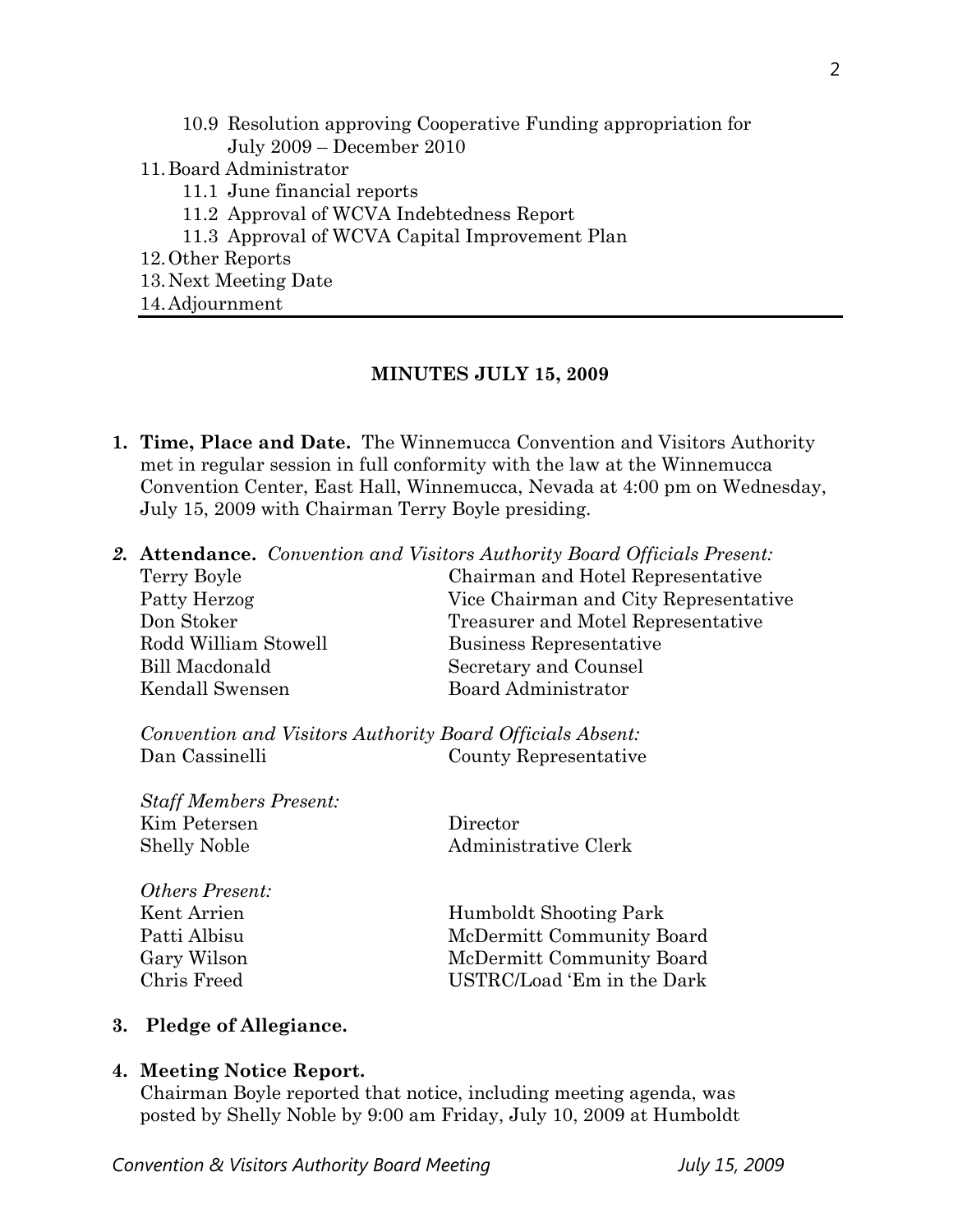10.9 Resolution approving Cooperative Funding appropriation for July 2009 – December 2010

11. Board Administrator
    - 11.1 June financial reports
    - 11.2 Approval of WCVA Indebtedness Report
    - 11.3 Approval of WCVA Capital Improvement Plan
12. Other Reports
13. Next Meeting Date
14. Adjournment

---

## MINUTES JULY 15, 2009

1. **Time, Place and Date.** The Winnemucca Convention and Visitors Authority met in regular session in full conformity with the law at the Winnemucca Convention Center, East Hall, Winnemucca, Nevada at 4:00 pm on Wednesday, July 15, 2009 with Chairman Terry Boyle presiding.

2. **Attendance.** *Convention and Visitors Authority Board Officials Present:*

| | |
|---|---|
| Terry Boyle | Chairman and Hotel Representative |
| Patty Herzog | Vice Chairman and City Representative |
| Don Stoker | Treasurer and Motel Representative |
| Rodd William Stowell | Business Representative |
| Bill Macdonald | Secretary and Counsel |
| Kendall Swensen | Board Administrator |

*Convention and Visitors Authority Board Officials Absent:*

| | |
|---|---|
| Dan Cassinelli | County Representative |

*Staff Members Present:*

| | |
|---|---|
| Kim Petersen | Director |
| Shelly Noble | Administrative Clerk |

*Others Present:*

| | |
|---|---|
| Kent Arrien | Humboldt Shooting Park |
| Patti Albisu | McDermitt Community Board |
| Gary Wilson | McDermitt Community Board |
| Chris Freed | USTRC/Load 'Em in the Dark |

3. **Pledge of Allegiance.**

4. **Meeting Notice Report.**
   Chairman Boyle reported that notice, including meeting agenda, was posted by Shelly Noble by 9:00 am Friday, July 10, 2009 at Humboldt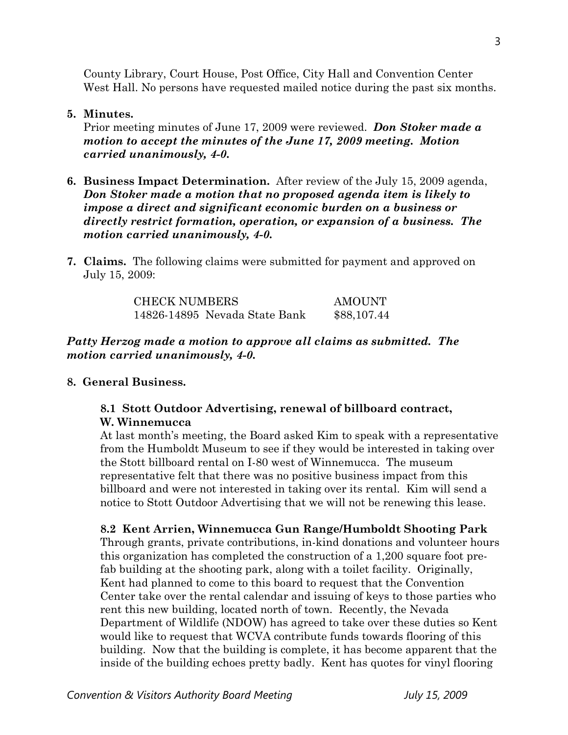County Library, Court House, Post Office, City Hall and Convention Center West Hall. No persons have requested mailed notice during the past six months.

**5. Minutes.**

Prior meeting minutes of June 17, 2009 were reviewed. ***Don Stoker made a motion to accept the minutes of the June 17, 2009 meeting. Motion carried unanimously, 4-0.***

**6. Business Impact Determination.** After review of the July 15, 2009 agenda, ***Don Stoker made a motion that no proposed agenda item is likely to impose a direct and significant economic burden on a business or directly restrict formation, operation, or expansion of a business. The motion carried unanimously, 4-0.***

**7. Claims.** The following claims were submitted for payment and approved on July 15, 2009:

| CHECK NUMBERS | AMOUNT |
|---|---|
| 14826-14895 Nevada State Bank | \$88,107.44 |

***Patty Herzog made a motion to approve all claims as submitted. The motion carried unanimously, 4-0.***

**8. General Business.**

**8.1 Stott Outdoor Advertising, renewal of billboard contract, W. Winnemucca**

At last month's meeting, the Board asked Kim to speak with a representative from the Humboldt Museum to see if they would be interested in taking over the Stott billboard rental on I-80 west of Winnemucca. The museum representative felt that there was no positive business impact from this billboard and were not interested in taking over its rental. Kim will send a notice to Stott Outdoor Advertising that we will not be renewing this lease.

**8.2 Kent Arrien, Winnemucca Gun Range/Humboldt Shooting Park**

Through grants, private contributions, in-kind donations and volunteer hours this organization has completed the construction of a 1,200 square foot pre-fab building at the shooting park, along with a toilet facility. Originally, Kent had planned to come to this board to request that the Convention Center take over the rental calendar and issuing of keys to those parties who rent this new building, located north of town. Recently, the Nevada Department of Wildlife (NDOW) has agreed to take over these duties so Kent would like to request that WCVA contribute funds towards flooring of this building. Now that the building is complete, it has become apparent that the inside of the building echoes pretty badly. Kent has quotes for vinyl flooring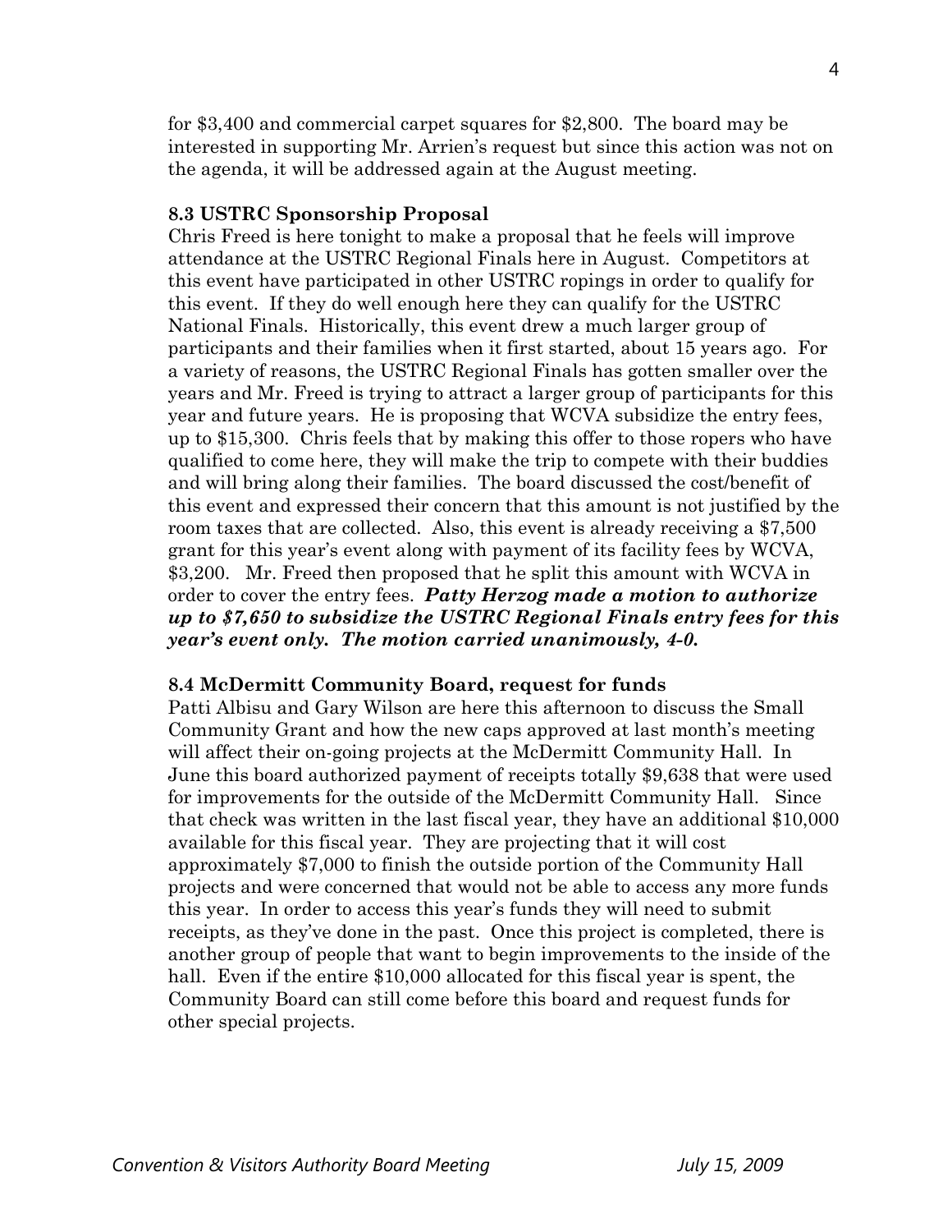for $3,400 and commercial carpet squares for $2,800. The board may be interested in supporting Mr. Arrien's request but since this action was not on the agenda, it will be addressed again at the August meeting.

**8.3 USTRC Sponsorship Proposal**

Chris Freed is here tonight to make a proposal that he feels will improve attendance at the USTRC Regional Finals here in August. Competitors at this event have participated in other USTRC ropings in order to qualify for this event. If they do well enough here they can qualify for the USTRC National Finals. Historically, this event drew a much larger group of participants and their families when it first started, about 15 years ago. For a variety of reasons, the USTRC Regional Finals has gotten smaller over the years and Mr. Freed is trying to attract a larger group of participants for this year and future years. He is proposing that WCVA subsidize the entry fees, up to $15,300. Chris feels that by making this offer to those ropers who have qualified to come here, they will make the trip to compete with their buddies and will bring along their families. The board discussed the cost/benefit of this event and expressed their concern that this amount is not justified by the room taxes that are collected. Also, this event is already receiving a $7,500 grant for this year's event along with payment of its facility fees by WCVA, $3,200. Mr. Freed then proposed that he split this amount with WCVA in order to cover the entry fees. ***Patty Herzog made a motion to authorize up to $7,650 to subsidize the USTRC Regional Finals entry fees for this year's event only. The motion carried unanimously, 4-0.***

**8.4 McDermitt Community Board, request for funds**

Patti Albisu and Gary Wilson are here this afternoon to discuss the Small Community Grant and how the new caps approved at last month's meeting will affect their on-going projects at the McDermitt Community Hall. In June this board authorized payment of receipts totally $9,638 that were used for improvements for the outside of the McDermitt Community Hall. Since that check was written in the last fiscal year, they have an additional $10,000 available for this fiscal year. They are projecting that it will cost approximately $7,000 to finish the outside portion of the Community Hall projects and were concerned that would not be able to access any more funds this year. In order to access this year's funds they will need to submit receipts, as they've done in the past. Once this project is completed, there is another group of people that want to begin improvements to the inside of the hall. Even if the entire $10,000 allocated for this fiscal year is spent, the Community Board can still come before this board and request funds for other special projects.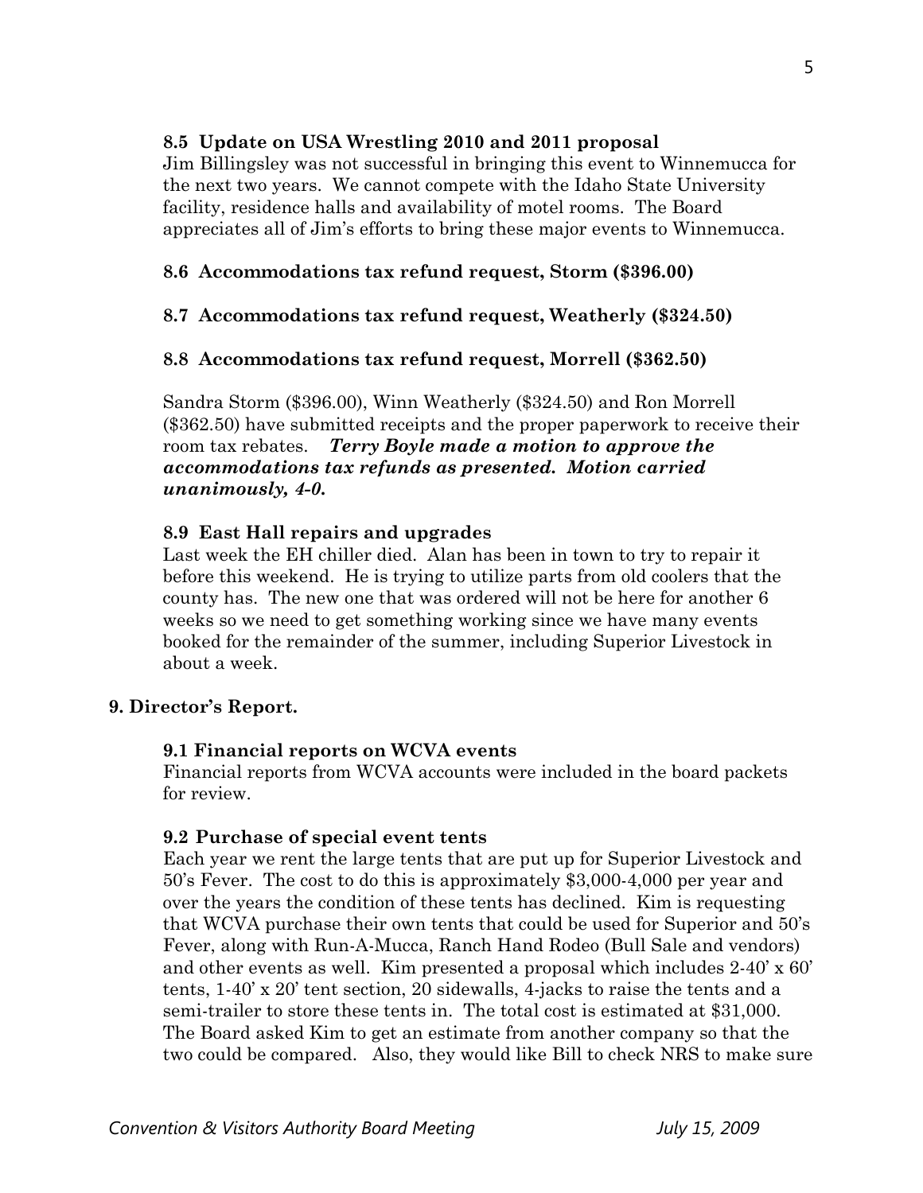### 8.5 Update on USA Wrestling 2010 and 2011 proposal

Jim Billingsley was not successful in bringing this event to Winnemucca for the next two years. We cannot compete with the Idaho State University facility, residence halls and availability of motel rooms. The Board appreciates all of Jim's efforts to bring these major events to Winnemucca.

### 8.6 Accommodations tax refund request, Storm ($396.00)

### 8.7 Accommodations tax refund request, Weatherly ($324.50)

### 8.8 Accommodations tax refund request, Morrell ($362.50)

Sandra Storm ($396.00), Winn Weatherly ($324.50) and Ron Morrell ($362.50) have submitted receipts and the proper paperwork to receive their room tax rebates. ***Terry Boyle made a motion to approve the accommodations tax refunds as presented. Motion carried unanimously, 4-0.***

### 8.9 East Hall repairs and upgrades

Last week the EH chiller died. Alan has been in town to try to repair it before this weekend. He is trying to utilize parts from old coolers that the county has. The new one that was ordered will not be here for another 6 weeks so we need to get something working since we have many events booked for the remainder of the summer, including Superior Livestock in about a week.

## 9. Director's Report.

### 9.1 Financial reports on WCVA events

Financial reports from WCVA accounts were included in the board packets for review.

### 9.2 Purchase of special event tents

Each year we rent the large tents that are put up for Superior Livestock and 50's Fever. The cost to do this is approximately $3,000-4,000 per year and over the years the condition of these tents has declined. Kim is requesting that WCVA purchase their own tents that could be used for Superior and 50's Fever, along with Run-A-Mucca, Ranch Hand Rodeo (Bull Sale and vendors) and other events as well. Kim presented a proposal which includes 2-40' x 60' tents, 1-40' x 20' tent section, 20 sidewalls, 4-jacks to raise the tents and a semi-trailer to store these tents in. The total cost is estimated at $31,000. The Board asked Kim to get an estimate from another company so that the two could be compared. Also, they would like Bill to check NRS to make sure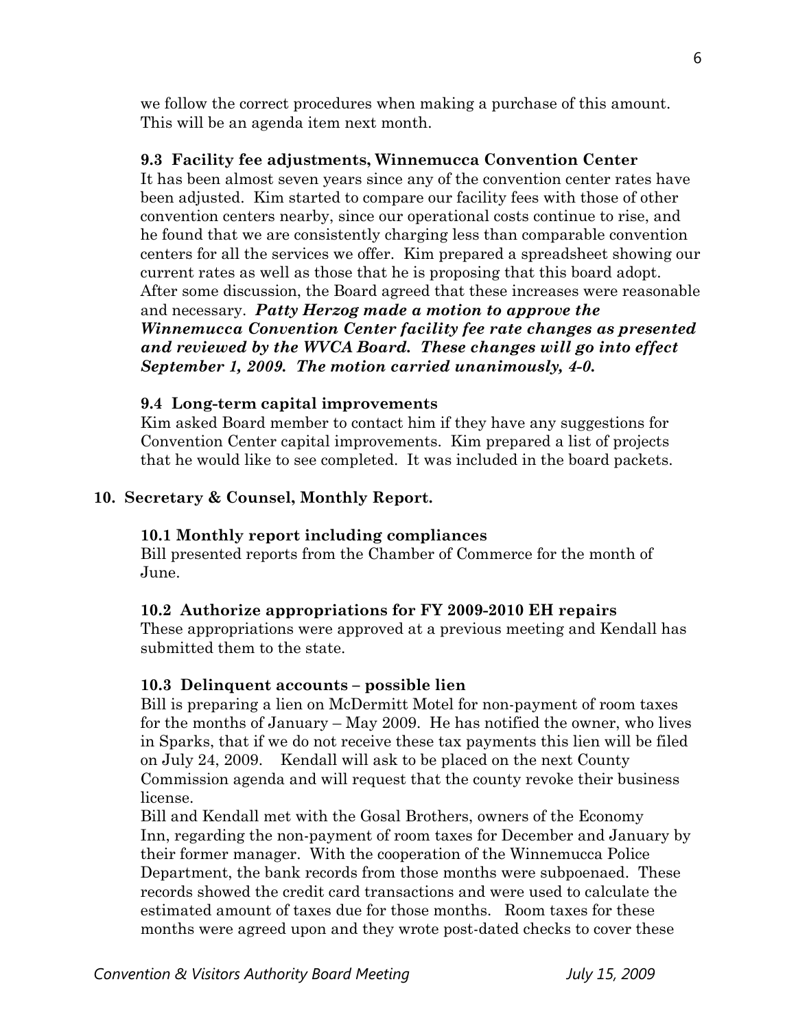we follow the correct procedures when making a purchase of this amount. This will be an agenda item next month.

### 9.3 Facility fee adjustments, Winnemucca Convention Center

It has been almost seven years since any of the convention center rates have been adjusted. Kim started to compare our facility fees with those of other convention centers nearby, since our operational costs continue to rise, and he found that we are consistently charging less than comparable convention centers for all the services we offer. Kim prepared a spreadsheet showing our current rates as well as those that he is proposing that this board adopt. After some discussion, the Board agreed that these increases were reasonable and necessary. ***Patty Herzog made a motion to approve the Winnemucca Convention Center facility fee rate changes as presented and reviewed by the WVCA Board. These changes will go into effect September 1, 2009. The motion carried unanimously, 4-0.***

### 9.4 Long-term capital improvements

Kim asked Board member to contact him if they have any suggestions for Convention Center capital improvements. Kim prepared a list of projects that he would like to see completed. It was included in the board packets.

## 10. Secretary & Counsel, Monthly Report.

### 10.1 Monthly report including compliances

Bill presented reports from the Chamber of Commerce for the month of June.

### 10.2 Authorize appropriations for FY 2009-2010 EH repairs

These appropriations were approved at a previous meeting and Kendall has submitted them to the state.

### 10.3 Delinquent accounts – possible lien

Bill is preparing a lien on McDermitt Motel for non-payment of room taxes for the months of January – May 2009. He has notified the owner, who lives in Sparks, that if we do not receive these tax payments this lien will be filed on July 24, 2009. Kendall will ask to be placed on the next County Commission agenda and will request that the county revoke their business license.

Bill and Kendall met with the Gosal Brothers, owners of the Economy Inn, regarding the non-payment of room taxes for December and January by their former manager. With the cooperation of the Winnemucca Police Department, the bank records from those months were subpoenaed. These records showed the credit card transactions and were used to calculate the estimated amount of taxes due for those months. Room taxes for these months were agreed upon and they wrote post-dated checks to cover these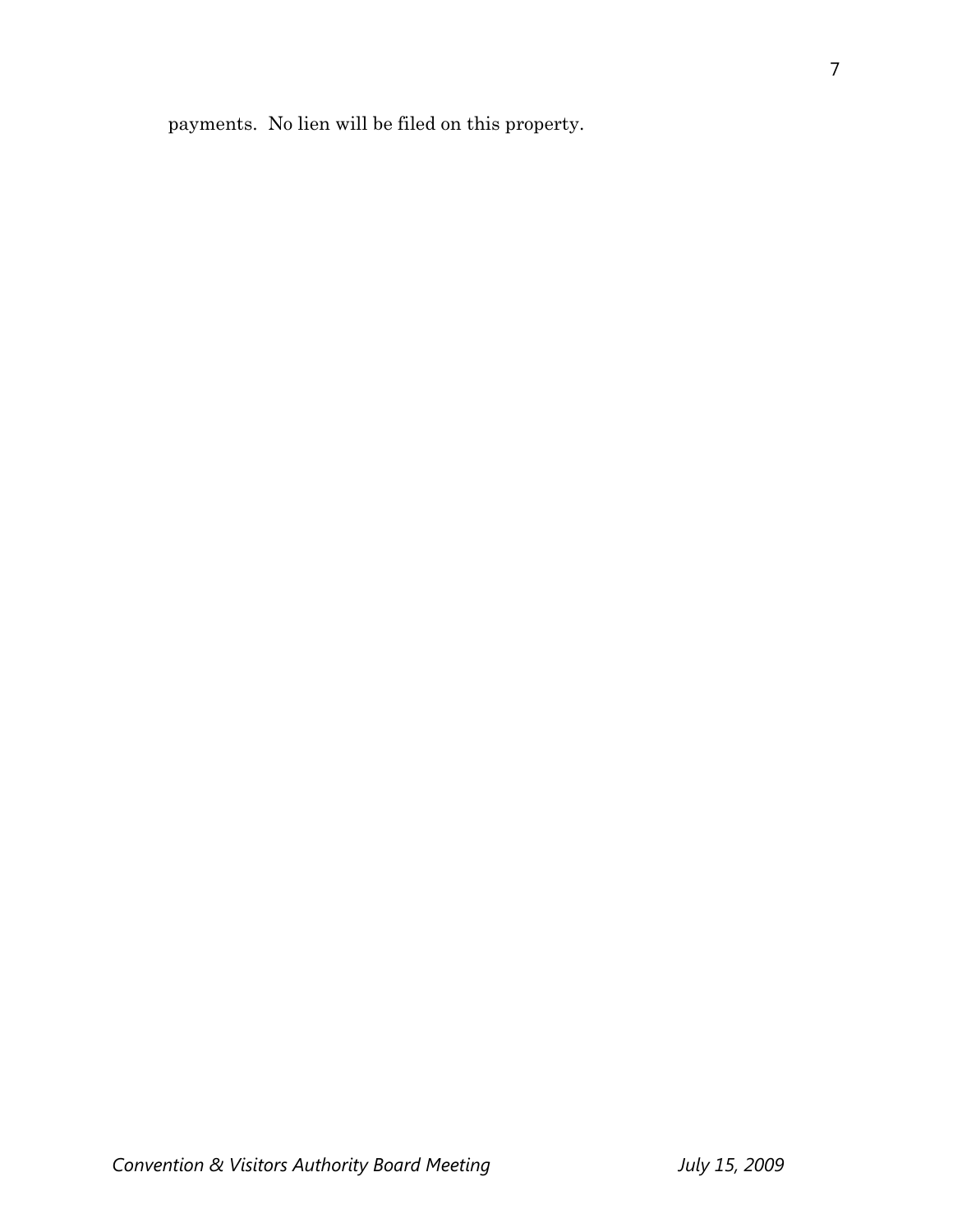payments.  No lien will be filed on this property.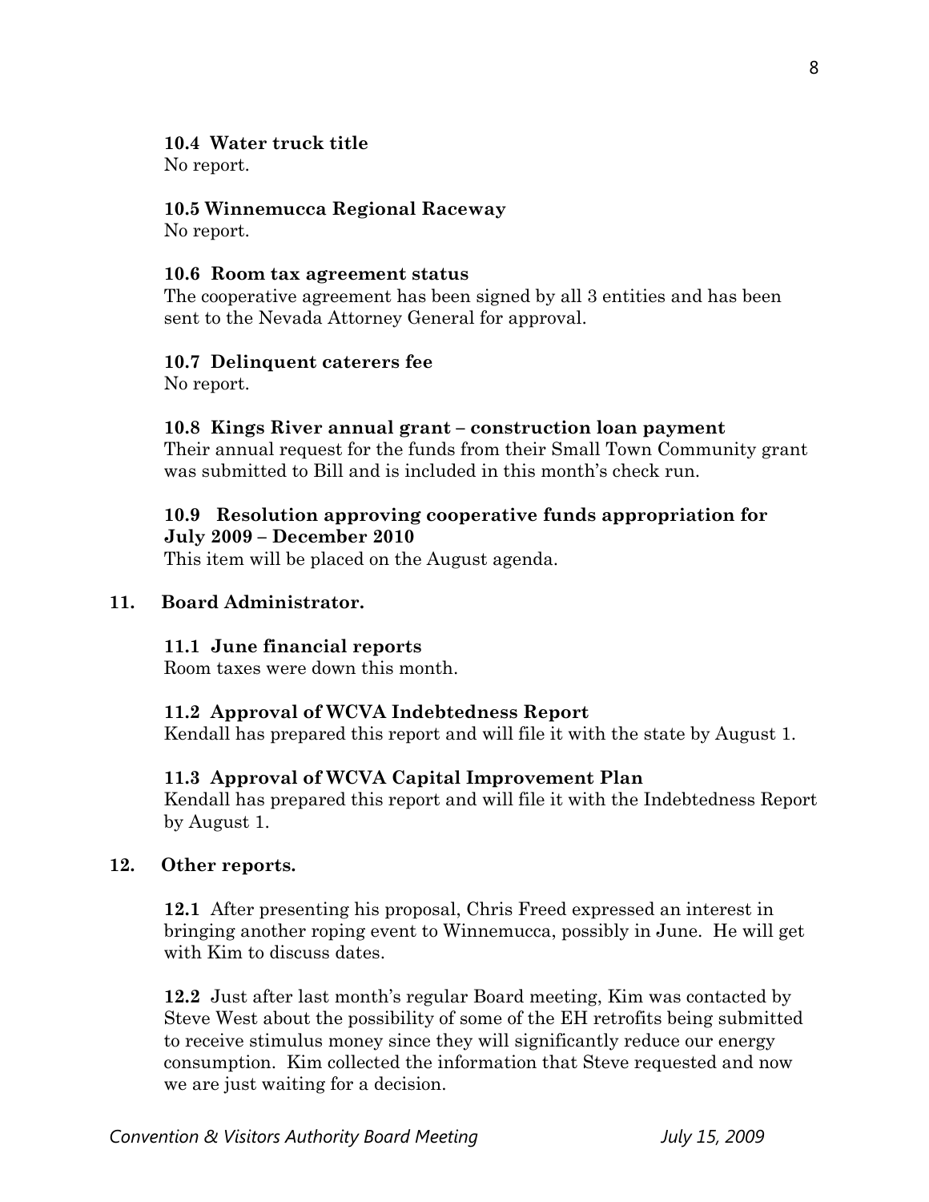**10.4 Water truck title**
No report.

**10.5 Winnemucca Regional Raceway**
No report.

**10.6 Room tax agreement status**
The cooperative agreement has been signed by all 3 entities and has been sent to the Nevada Attorney General for approval.

**10.7 Delinquent caterers fee**
No report.

**10.8 Kings River annual grant – construction loan payment**
Their annual request for the funds from their Small Town Community grant was submitted to Bill and is included in this month's check run.

**10.9 Resolution approving cooperative funds appropriation for July 2009 – December 2010**
This item will be placed on the August agenda.

**11. Board Administrator.**

**11.1 June financial reports**
Room taxes were down this month.

**11.2 Approval of WCVA Indebtedness Report**
Kendall has prepared this report and will file it with the state by August 1.

**11.3 Approval of WCVA Capital Improvement Plan**
Kendall has prepared this report and will file it with the Indebtedness Report by August 1.

**12. Other reports.**

**12.1** After presenting his proposal, Chris Freed expressed an interest in bringing another roping event to Winnemucca, possibly in June. He will get with Kim to discuss dates.

**12.2** Just after last month's regular Board meeting, Kim was contacted by Steve West about the possibility of some of the EH retrofits being submitted to receive stimulus money since they will significantly reduce our energy consumption. Kim collected the information that Steve requested and now we are just waiting for a decision.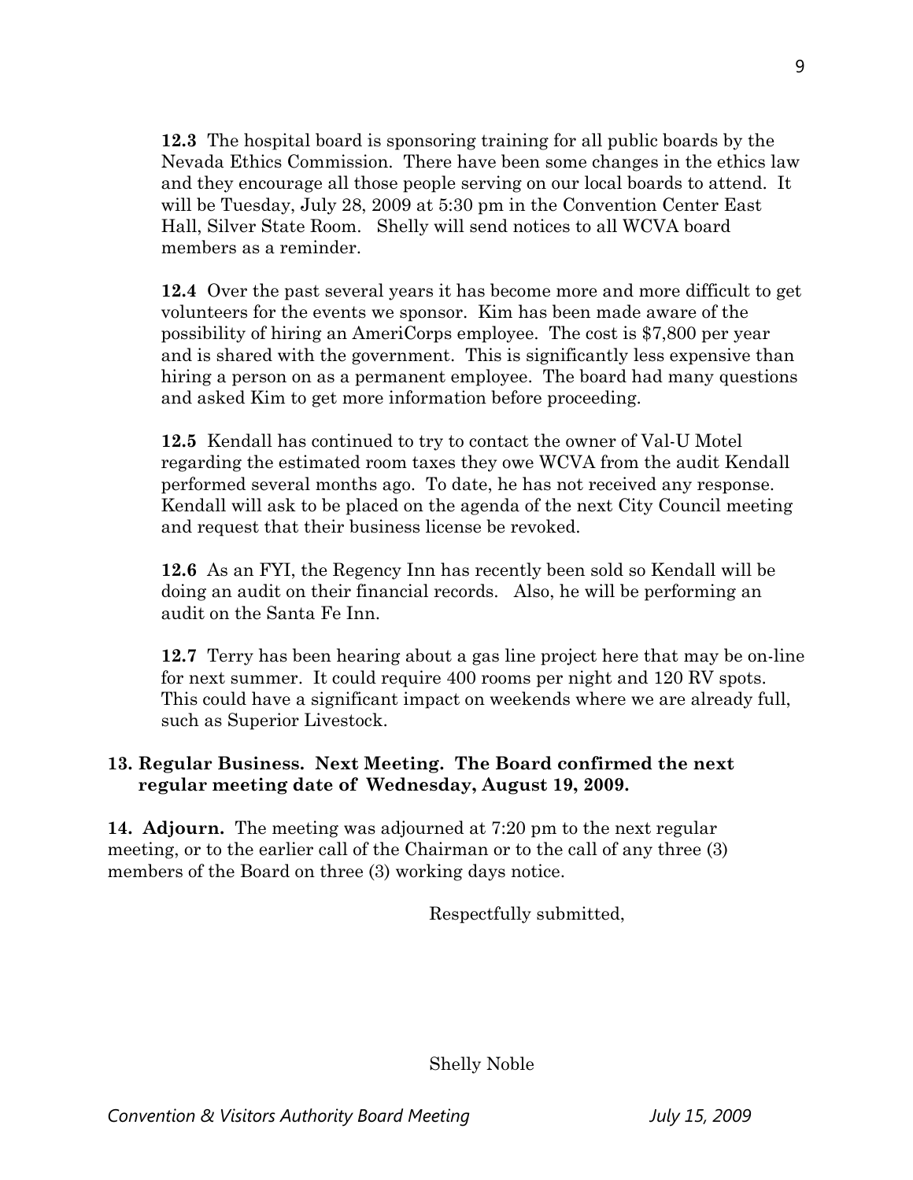**12.3** The hospital board is sponsoring training for all public boards by the Nevada Ethics Commission. There have been some changes in the ethics law and they encourage all those people serving on our local boards to attend. It will be Tuesday, July 28, 2009 at 5:30 pm in the Convention Center East Hall, Silver State Room. Shelly will send notices to all WCVA board members as a reminder.

**12.4** Over the past several years it has become more and more difficult to get volunteers for the events we sponsor. Kim has been made aware of the possibility of hiring an AmeriCorps employee. The cost is $7,800 per year and is shared with the government. This is significantly less expensive than hiring a person on as a permanent employee. The board had many questions and asked Kim to get more information before proceeding.

**12.5** Kendall has continued to try to contact the owner of Val-U Motel regarding the estimated room taxes they owe WCVA from the audit Kendall performed several months ago. To date, he has not received any response. Kendall will ask to be placed on the agenda of the next City Council meeting and request that their business license be revoked.

**12.6** As an FYI, the Regency Inn has recently been sold so Kendall will be doing an audit on their financial records. Also, he will be performing an audit on the Santa Fe Inn.

**12.7** Terry has been hearing about a gas line project here that may be on-line for next summer. It could require 400 rooms per night and 120 RV spots. This could have a significant impact on weekends where we are already full, such as Superior Livestock.

**13. Regular Business. Next Meeting. The Board confirmed the next regular meeting date of Wednesday, August 19, 2009.**

**14. Adjourn.** The meeting was adjourned at 7:20 pm to the next regular meeting, or to the earlier call of the Chairman or to the call of any three (3) members of the Board on three (3) working days notice.

Respectfully submitted,

Shelly Noble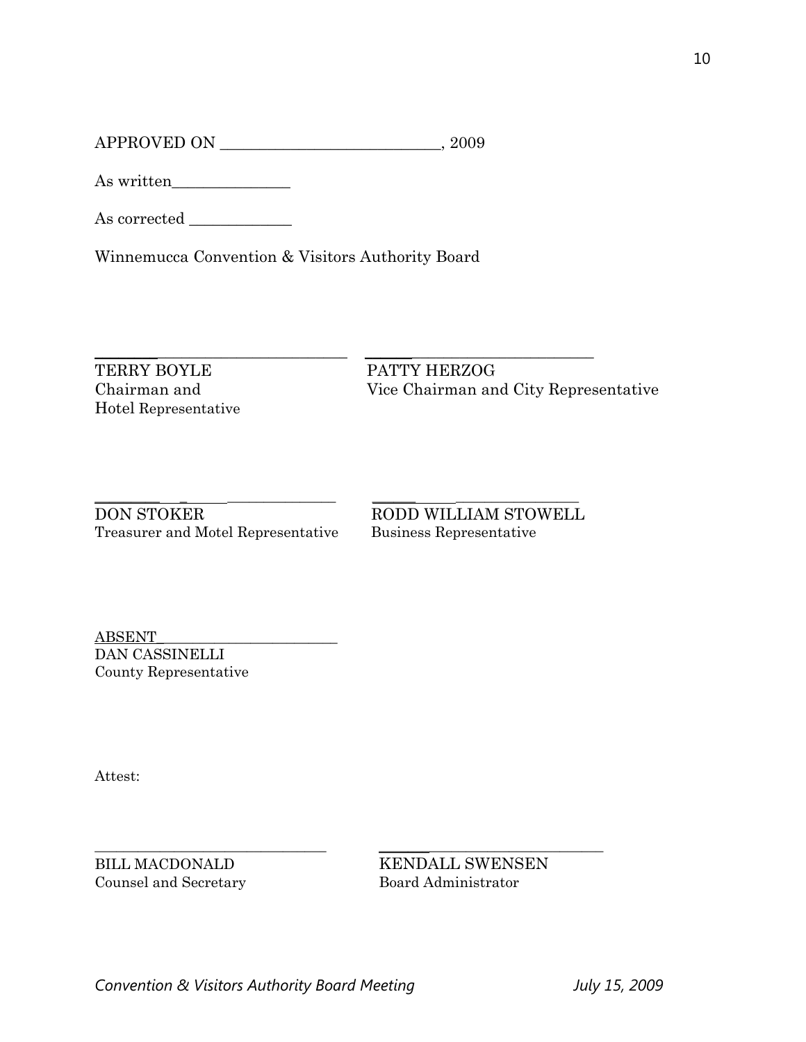APPROVED ON ____________________________, 2009

As written_______________

As corrected _____________

Winnemucca Convention & Visitors Authority Board

| | |
|---|---|
| _______________________________ | _____________________________ |
| TERRY BOYLE<br>Chairman and<br>Hotel Representative | PATTY HERZOG<br>Vice Chairman and City Representative |
| _______________________________ | _____________________________ |
| DON STOKER<br>Treasurer and Motel Representative | RODD WILLIAM STOWELL<br>Business Representative |

ABSENT_________________________
DAN CASSINELLI
County Representative

Attest:

| | |
|---|---|
| _______________________________ | _____________________________ |
| BILL MACDONALD<br>Counsel and Secretary | KENDALL SWENSEN<br>Board Administrator |